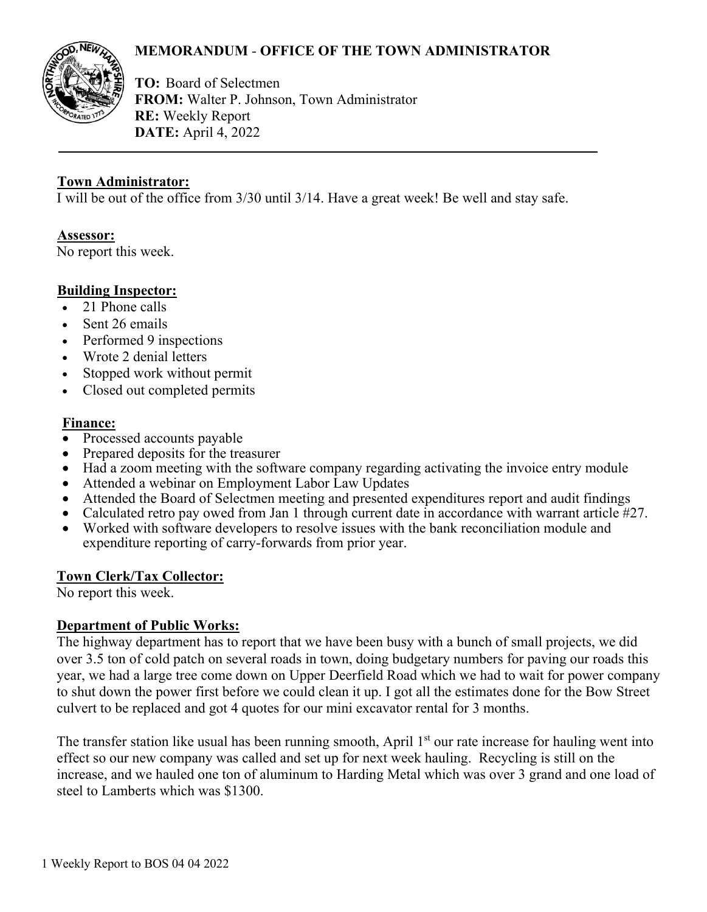# MEMORANDUM - OFFICE OF THE TOWN ADMINISTRATOR

**TO:** Board of Selectmen
**FROM:** Walter P. Johnson, Town Administrator
**RE:** Weekly Report
**DATE:** April 4, 2022

---

## Town Administrator:

I will be out of the office from 3/30 until 3/14. Have a great week! Be well and stay safe.

## Assessor:

No report this week.

## Building Inspector:

- 21 Phone calls
- Sent 26 emails
- Performed 9 inspections
- Wrote 2 denial letters
- Stopped work without permit
- Closed out completed permits

## Finance:

- Processed accounts payable
- Prepared deposits for the treasurer
- Had a zoom meeting with the software company regarding activating the invoice entry module
- Attended a webinar on Employment Labor Law Updates
- Attended the Board of Selectmen meeting and presented expenditures report and audit findings
- Calculated retro pay owed from Jan 1 through current date in accordance with warrant article #27.
- Worked with software developers to resolve issues with the bank reconciliation module and expenditure reporting of carry-forwards from prior year.

## Town Clerk/Tax Collector:

No report this week.

## Department of Public Works:

The highway department has to report that we have been busy with a bunch of small projects, we did over 3.5 ton of cold patch on several roads in town, doing budgetary numbers for paving our roads this year, we had a large tree come down on Upper Deerfield Road which we had to wait for power company to shut down the power first before we could clean it up. I got all the estimates done for the Bow Street culvert to be replaced and got 4 quotes for our mini excavator rental for 3 months.

The transfer station like usual has been running smooth, April 1st our rate increase for hauling went into effect so our new company was called and set up for next week hauling. Recycling is still on the increase, and we hauled one ton of aluminum to Harding Metal which was over 3 grand and one load of steel to Lamberts which was $1300.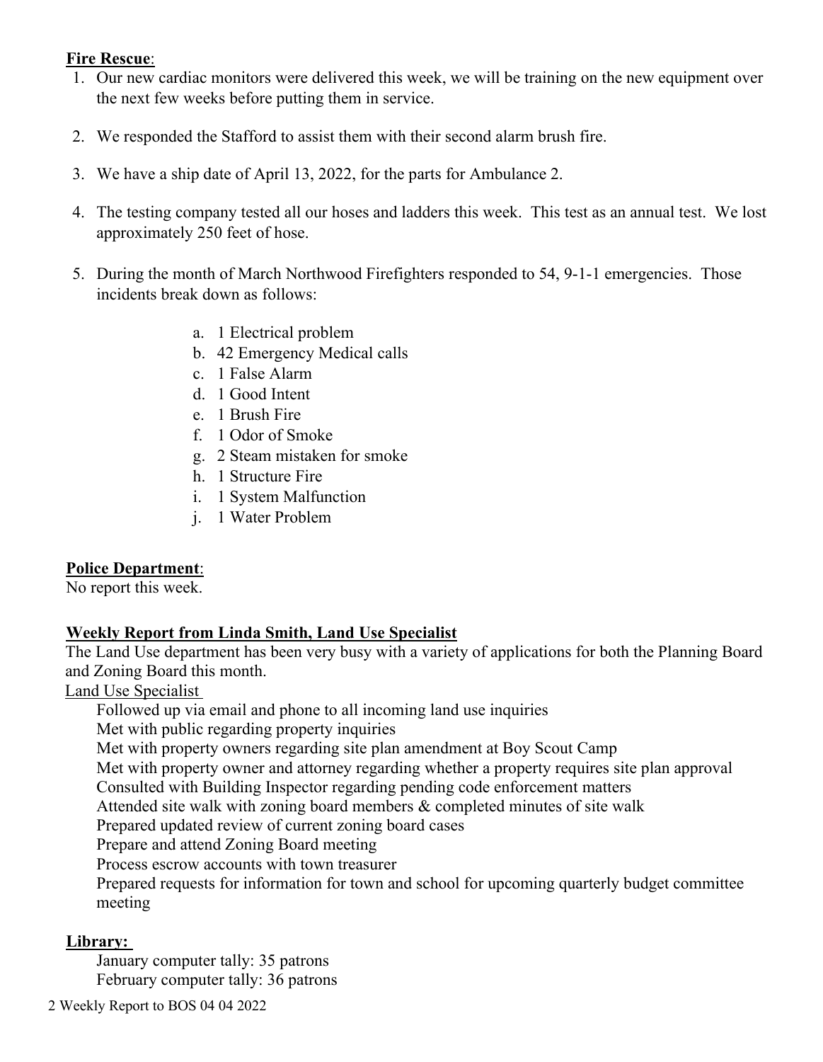**Fire Rescue**:

1. Our new cardiac monitors were delivered this week, we will be training on the new equipment over the next few weeks before putting them in service.

2. We responded the Stafford to assist them with their second alarm brush fire.

3. We have a ship date of April 13, 2022, for the parts for Ambulance 2.

4. The testing company tested all our hoses and ladders this week. This test as an annual test. We lost approximately 250 feet of hose.

5. During the month of March Northwood Firefighters responded to 54, 9-1-1 emergencies. Those incidents break down as follows:

    a. 1 Electrical problem
    b. 42 Emergency Medical calls
    c. 1 False Alarm
    d. 1 Good Intent
    e. 1 Brush Fire
    f. 1 Odor of Smoke
    g. 2 Steam mistaken for smoke
    h. 1 Structure Fire
    i. 1 System Malfunction
    j. 1 Water Problem

**Police Department**:

No report this week.

**Weekly Report from Linda Smith, Land Use Specialist**

The Land Use department has been very busy with a variety of applications for both the Planning Board and Zoning Board this month.

Land Use Specialist

Followed up via email and phone to all incoming land use inquiries
Met with public regarding property inquiries
Met with property owners regarding site plan amendment at Boy Scout Camp
Met with property owner and attorney regarding whether a property requires site plan approval
Consulted with Building Inspector regarding pending code enforcement matters
Attended site walk with zoning board members & completed minutes of site walk
Prepared updated review of current zoning board cases
Prepare and attend Zoning Board meeting
Process escrow accounts with town treasurer
Prepared requests for information for town and school for upcoming quarterly budget committee meeting

**Library:**

January computer tally: 35 patrons
February computer tally: 36 patrons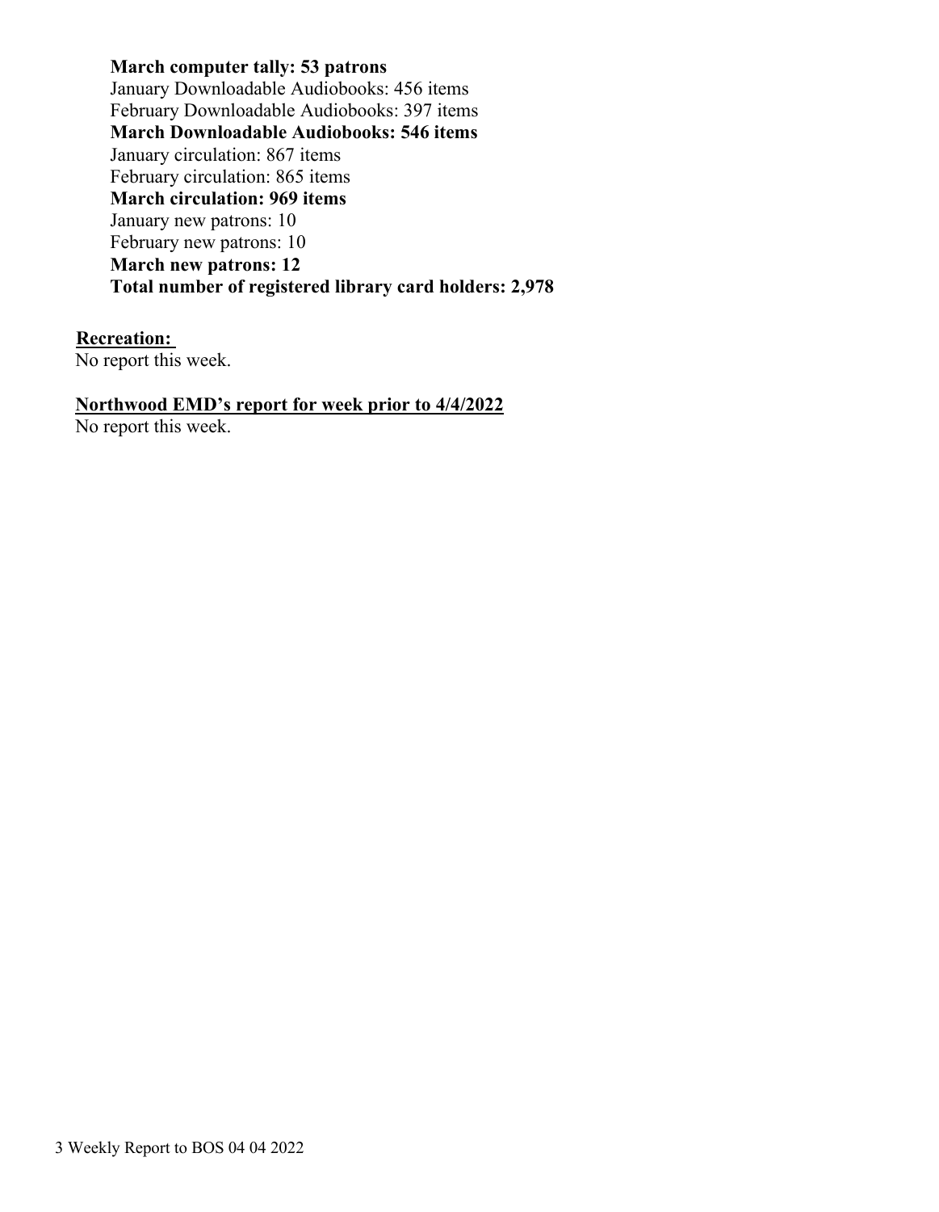**March computer tally: 53 patrons**
January Downloadable Audiobooks: 456 items
February Downloadable Audiobooks: 397 items
**March Downloadable Audiobooks: 546 items**
January circulation: 867 items
February circulation: 865 items
**March circulation: 969 items**
January new patrons: 10
February new patrons: 10
**March new patrons: 12**
**Total number of registered library card holders: 2,978**

**Recreation:**
No report this week.

**Northwood EMD's report for week prior to 4/4/2022**
No report this week.